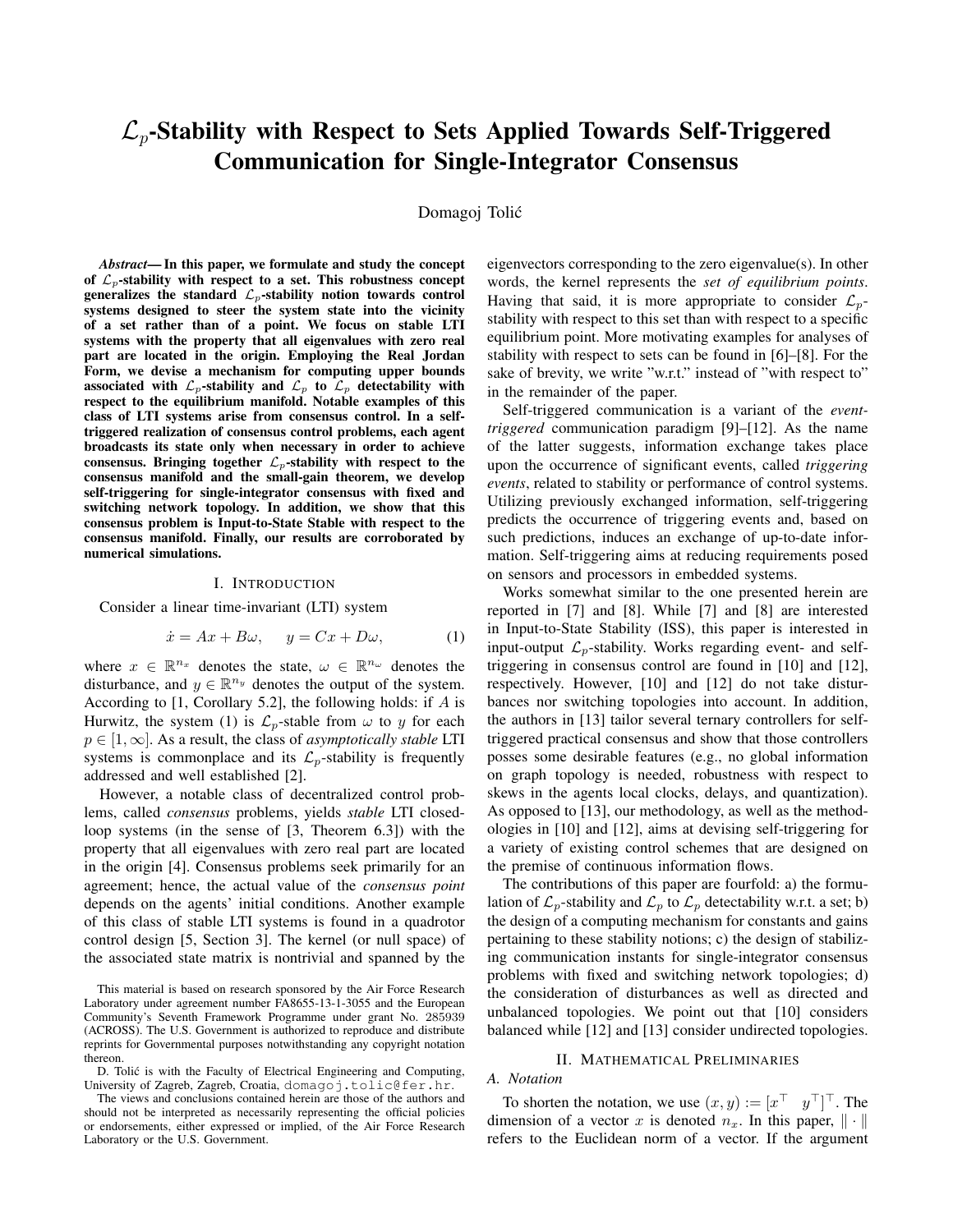# $\mathcal{L}_p$-Stability with Respect to Sets Applied Towards Self-Triggered Communication for Single-Integrator Consensus

Domagoj Tolić

***Abstract*— In this paper, we formulate and study the concept of $\mathcal{L}_p$-stability with respect to a set. This robustness concept generalizes the standard $\mathcal{L}_p$-stability notion towards control systems designed to steer the system state into the vicinity of a set rather than of a point. We focus on stable LTI systems with the property that all eigenvalues with zero real part are located in the origin. Employing the Real Jordan Form, we devise a mechanism for computing upper bounds associated with $\mathcal{L}_p$-stability and $\mathcal{L}_p$ to $\mathcal{L}_p$ detectability with respect to the equilibrium manifold. Notable examples of this class of LTI systems arise from consensus control. In a self-triggered realization of consensus control problems, each agent broadcasts its state only when necessary in order to achieve consensus. Bringing together $\mathcal{L}_p$-stability with respect to the consensus manifold and the small-gain theorem, we develop self-triggering for single-integrator consensus with fixed and switching network topology. In addition, we show that this consensus problem is Input-to-State Stable with respect to the consensus manifold. Finally, our results are corroborated by numerical simulations.**

## I. Introduction

Consider a linear time-invariant (LTI) system

$$\dot{x} = Ax + B\omega, \quad y = Cx + D\omega, \tag{1}$$

where $x \in \mathbb{R}^{n_x}$ denotes the state, $\omega \in \mathbb{R}^{n_\omega}$ denotes the disturbance, and $y \in \mathbb{R}^{n_y}$ denotes the output of the system. According to [1, Corollary 5.2], the following holds: if $A$ is Hurwitz, the system (1) is $\mathcal{L}_p$-stable from $\omega$ to $y$ for each $p \in [1, \infty]$. As a result, the class of *asymptotically stable* LTI systems is commonplace and its $\mathcal{L}_p$-stability is frequently addressed and well established [2].

However, a notable class of decentralized control problems, called *consensus* problems, yields *stable* LTI closed-loop systems (in the sense of [3, Theorem 6.3]) with the property that all eigenvalues with zero real part are located in the origin [4]. Consensus problems seek primarily for an agreement; hence, the actual value of the *consensus point* depends on the agents' initial conditions. Another example of this class of stable LTI systems is found in a quadrotor control design [5, Section 3]. The kernel (or null space) of the associated state matrix is nontrivial and spanned by the eigenvectors corresponding to the zero eigenvalue(s). In other words, the kernel represents the *set of equilibrium points*. Having that said, it is more appropriate to consider $\mathcal{L}_p$-stability with respect to this set than with respect to a specific equilibrium point. More motivating examples for analyses of stability with respect to sets can be found in [6]–[8]. For the sake of brevity, we write "w.r.t." instead of "with respect to" in the remainder of the paper.

Self-triggered communication is a variant of the *event-triggered* communication paradigm [9]–[12]. As the name of the latter suggests, information exchange takes place upon the occurrence of significant events, called *triggering events*, related to stability or performance of control systems. Utilizing previously exchanged information, self-triggering predicts the occurrence of triggering events and, based on such predictions, induces an exchange of up-to-date information. Self-triggering aims at reducing requirements posed on sensors and processors in embedded systems.

Works somewhat similar to the one presented herein are reported in [7] and [8]. While [7] and [8] are interested in Input-to-State Stability (ISS), this paper is interested in input-output $\mathcal{L}_p$-stability. Works regarding event- and self-triggering in consensus control are found in [10] and [12], respectively. However, [10] and [12] do not take disturbances nor switching topologies into account. In addition, the authors in [13] tailor several ternary controllers for self-triggered practical consensus and show that those controllers posses some desirable features (e.g., no global information on graph topology is needed, robustness with respect to skews in the agents local clocks, delays, and quantization). As opposed to [13], our methodology, as well as the methodologies in [10] and [12], aims at devising self-triggering for a variety of existing control schemes that are designed on the premise of continuous information flows.

The contributions of this paper are fourfold: a) the formulation of $\mathcal{L}_p$-stability and $\mathcal{L}_p$ to $\mathcal{L}_p$ detectability w.r.t. a set; b) the design of a computing mechanism for constants and gains pertaining to these stability notions; c) the design of stabilizing communication instants for single-integrator consensus problems with fixed and switching network topologies; d) the consideration of disturbances as well as directed and unbalanced topologies. We point out that [10] considers balanced while [12] and [13] consider undirected topologies.

## II. Mathematical Preliminaries

### A. Notation

To shorten the notation, we use $(x, y) := [x^\top \quad y^\top]^\top$. The dimension of a vector $x$ is denoted $n_x$. In this paper, $\|\cdot\|$ refers to the Euclidean norm of a vector. If the argument

---

This material is based on research sponsored by the Air Force Research Laboratory under agreement number FA8655-13-1-3055 and the European Community's Seventh Framework Programme under grant No. 285939 (ACROSS). The U.S. Government is authorized to reproduce and distribute reprints for Governmental purposes notwithstanding any copyright notation thereon.

D. Tolić is with the Faculty of Electrical Engineering and Computing, University of Zagreb, Zagreb, Croatia, domagoj.tolic@fer.hr.

The views and conclusions contained herein are those of the authors and should not be interpreted as necessarily representing the official policies or endorsements, either expressed or implied, of the Air Force Research Laboratory or the U.S. Government.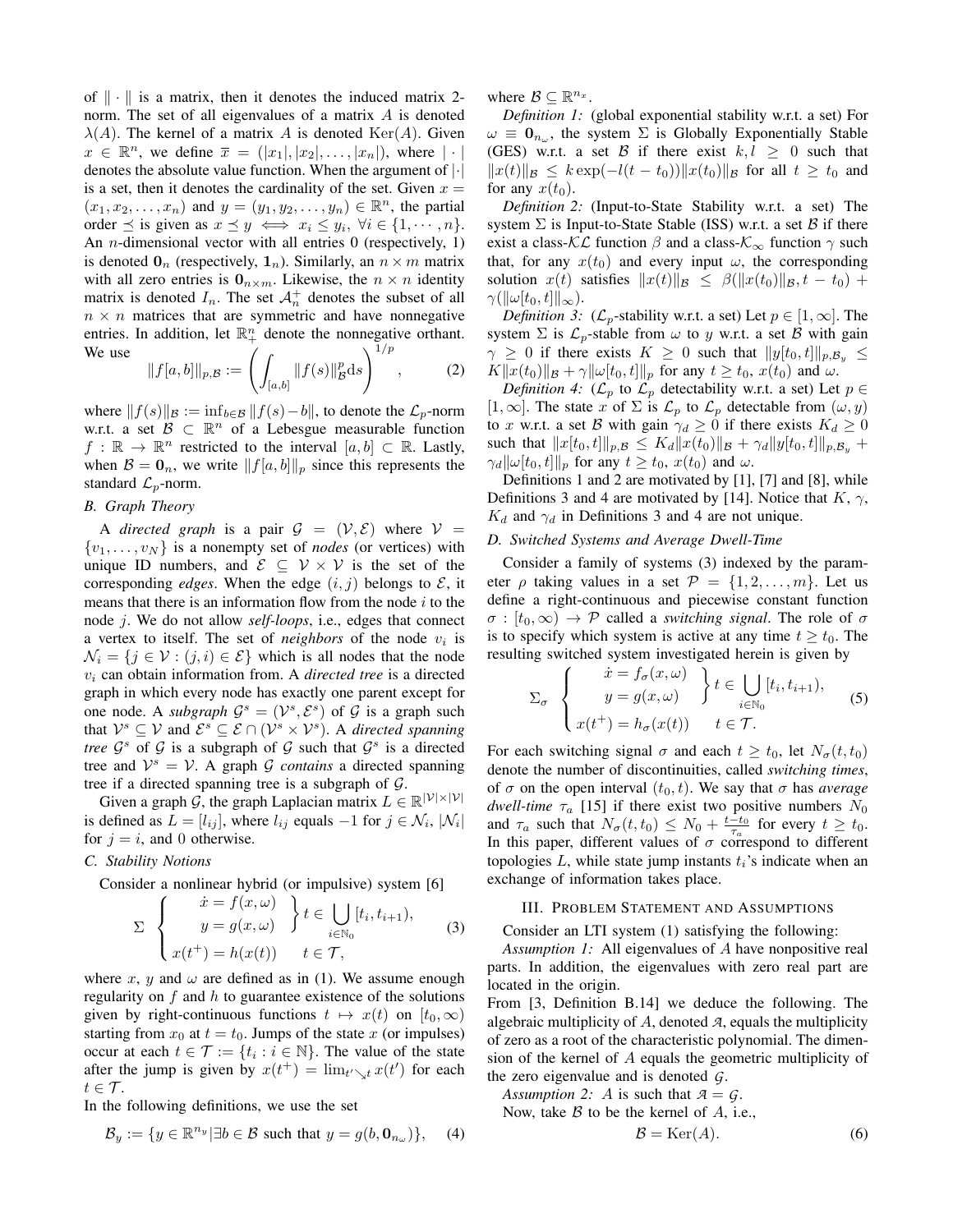of $\|\cdot\|$ is a matrix, then it denotes the induced matrix 2-norm. The set of all eigenvalues of a matrix $A$ is denoted $\lambda(A)$. The kernel of a matrix $A$ is denoted $\text{Ker}(A)$. Given $x \in \mathbb{R}^n$, we define $\overline{x} = (|x_1|, |x_2|, \ldots, |x_n|)$, where $|\cdot|$ denotes the absolute value function. When the argument of $|\cdot|$ is a set, then it denotes the cardinality of the set. Given $x = (x_1, x_2, \ldots, x_n)$ and $y = (y_1, y_2, \ldots, y_n) \in \mathbb{R}^n$, the partial order $\preceq$ is given as $x \preceq y \iff x_i \leq y_i, \ \forall i \in \{1, \cdots, n\}$. An $n$-dimensional vector with all entries 0 (respectively, 1) is denoted $\mathbf{0}_n$ (respectively, $\mathbf{1}_n$). Similarly, an $n \times m$ matrix with all zero entries is $\mathbf{0}_{n\times m}$. Likewise, the $n \times n$ identity matrix is denoted $I_n$. The set $\mathcal{A}_n^+$ denotes the subset of all $n \times n$ matrices that are symmetric and have nonnegative entries. In addition, let $\mathbb{R}_+^n$ denote the nonnegative orthant. We use

$$\|f[a,b]\|_{p,\mathcal{B}} := \left( \int_{[a,b]} \|f(s)\|_{\mathcal{B}}^p \mathrm{d}s \right)^{1/p}, \qquad (2)$$

where $\|f(s)\|_{\mathcal{B}} := \inf_{b \in \mathcal{B}} \|f(s) - b\|$, to denote the $\mathcal{L}_p$-norm w.r.t. a set $\mathcal{B} \subset \mathbb{R}^n$ of a Lebesgue measurable function $f : \mathbb{R} \to \mathbb{R}^n$ restricted to the interval $[a,b] \subset \mathbb{R}$. Lastly, when $\mathcal{B} = \mathbf{0}_n$, we write $\|f[a,b]\|_p$ since this represents the standard $\mathcal{L}_p$-norm.

### B. Graph Theory

A *directed graph* is a pair $\mathcal{G} = (\mathcal{V}, \mathcal{E})$ where $\mathcal{V} = \{v_1, \ldots, v_N\}$ is a nonempty set of *nodes* (or vertices) with unique ID numbers, and $\mathcal{E} \subseteq \mathcal{V} \times \mathcal{V}$ is the set of the corresponding *edges*. When the edge $(i,j)$ belongs to $\mathcal{E}$, it means that there is an information flow from the node $i$ to the node $j$. We do not allow *self-loops*, i.e., edges that connect a vertex to itself. The set of *neighbors* of the node $v_i$ is $\mathcal{N}_i = \{j \in \mathcal{V} : (j,i) \in \mathcal{E}\}$ which is all nodes that the node $v_i$ can obtain information from. A *directed tree* is a directed graph in which every node has exactly one parent except for one node. A *subgraph* $\mathcal{G}^s = (\mathcal{V}^s, \mathcal{E}^s)$ of $\mathcal{G}$ is a graph such that $\mathcal{V}^s \subseteq \mathcal{V}$ and $\mathcal{E}^s \subseteq \mathcal{E} \cap (\mathcal{V}^s \times \mathcal{V}^s)$. A *directed spanning tree* $\mathcal{G}^s$ of $\mathcal{G}$ is a subgraph of $\mathcal{G}$ such that $\mathcal{G}^s$ is a directed tree and $\mathcal{V}^s = \mathcal{V}$. A graph $\mathcal{G}$ *contains* a directed spanning tree if a directed spanning tree is a subgraph of $\mathcal{G}$.

Given a graph $\mathcal{G}$, the graph Laplacian matrix $L \in \mathbb{R}^{|\mathcal{V}|\times|\mathcal{V}|}$ is defined as $L = [l_{ij}]$, where $l_{ij}$ equals $-1$ for $j \in \mathcal{N}_i$, $|\mathcal{N}_i|$ for $j = i$, and 0 otherwise.

### C. Stability Notions

Consider a nonlinear hybrid (or impulsive) system [6]

$$\Sigma \begin{cases} \left.\begin{aligned} \dot{x} &= f(x,\omega) \\ y &= g(x,\omega) \end{aligned}\right\} t \in \bigcup\limits_{i\in\mathbb{N}_0} [t_i, t_{i+1}), \\ x(t^+) = h(x(t)) \qquad t \in \mathcal{T}, \end{cases} \qquad (3)$$

where $x$, $y$ and $\omega$ are defined as in (1). We assume enough regularity on $f$ and $h$ to guarantee existence of the solutions given by right-continuous functions $t \mapsto x(t)$ on $[t_0, \infty)$ starting from $x_0$ at $t = t_0$. Jumps of the state $x$ (or impulses) occur at each $t \in \mathcal{T} := \{t_i : i \in \mathbb{N}\}$. The value of the state after the jump is given by $x(t^+) = \lim_{t' \searrow t} x(t')$ for each $t \in \mathcal{T}$.

In the following definitions, we use the set

$$\mathcal{B}_y := \{y \in \mathbb{R}^{n_y} | \exists b \in \mathcal{B} \text{ such that } y = g(b, \mathbf{0}_{n_\omega})\}, \qquad (4)$$

where $\mathcal{B} \subseteq \mathbb{R}^{n_x}$.

*Definition 1:* (global exponential stability w.r.t. a set) For $\omega \equiv \mathbf{0}_{n_\omega}$, the system $\Sigma$ is Globally Exponentially Stable (GES) w.r.t. a set $\mathcal{B}$ if there exist $k, l \geq 0$ such that $\|x(t)\|_{\mathcal{B}} \leq k \exp(-l(t-t_0)) \|x(t_0)\|_{\mathcal{B}}$ for all $t \geq t_0$ and for any $x(t_0)$.

*Definition 2:* (Input-to-State Stability w.r.t. a set) The system $\Sigma$ is Input-to-State Stable (ISS) w.r.t. a set $\mathcal{B}$ if there exist a class-$\mathcal{KL}$ function $\beta$ and a class-$\mathcal{K}_\infty$ function $\gamma$ such that, for any $x(t_0)$ and every input $\omega$, the corresponding solution $x(t)$ satisfies $\|x(t)\|_{\mathcal{B}} \leq \beta(\|x(t_0)\|_{\mathcal{B}}, t - t_0) + \gamma(\|\omega[t_0, t]\|_\infty)$.

*Definition 3:* ($\mathcal{L}_p$-stability w.r.t. a set) Let $p \in [1, \infty]$. The system $\Sigma$ is $\mathcal{L}_p$-stable from $\omega$ to $y$ w.r.t. a set $\mathcal{B}$ with gain $\gamma \geq 0$ if there exists $K \geq 0$ such that $\|y[t_0,t]\|_{p,\mathcal{B}_y} \leq K\|x(t_0)\|_{\mathcal{B}} + \gamma\|\omega[t_0,t]\|_p$ for any $t \geq t_0$, $x(t_0)$ and $\omega$.

*Definition 4:* ($\mathcal{L}_p$ to $\mathcal{L}_p$ detectability w.r.t. a set) Let $p \in [1, \infty]$. The state $x$ of $\Sigma$ is $\mathcal{L}_p$ to $\mathcal{L}_p$ detectable from $(\omega, y)$ to $x$ w.r.t. a set $\mathcal{B}$ with gain $\gamma_d \geq 0$ if there exists $K_d \geq 0$ such that $\|x[t_0,t]\|_{p,\mathcal{B}} \leq K_d\|x(t_0)\|_{\mathcal{B}} + \gamma_d\|y[t_0,t]\|_{p,\mathcal{B}_y} + \gamma_d\|\omega[t_0,t]\|_p$ for any $t \geq t_0$, $x(t_0)$ and $\omega$.

Definitions 1 and 2 are motivated by [1], [7] and [8], while Definitions 3 and 4 are motivated by [14]. Notice that $K$, $\gamma$, $K_d$ and $\gamma_d$ in Definitions 3 and 4 are not unique.

### D. Switched Systems and Average Dwell-Time

Consider a family of systems (3) indexed by the parameter $\rho$ taking values in a set $\mathcal{P} = \{1, 2, \ldots, m\}$. Let us define a right-continuous and piecewise constant function $\sigma : [t_0, \infty) \to \mathcal{P}$ called a *switching signal*. The role of $\sigma$ is to specify which system is active at any time $t \geq t_0$. The resulting switched system investigated herein is given by

$$\Sigma_\sigma \begin{cases} \left.\begin{aligned} \dot{x} &= f_\sigma(x,\omega) \\ y &= g(x,\omega) \end{aligned}\right\} t \in \bigcup\limits_{i\in\mathbb{N}_0} [t_i, t_{i+1}), \\ x(t^+) = h_\sigma(x(t)) \qquad t \in \mathcal{T}. \end{cases} \qquad (5)$$

For each switching signal $\sigma$ and each $t \geq t_0$, let $N_\sigma(t, t_0)$ denote the number of discontinuities, called *switching times*, of $\sigma$ on the open interval $(t_0, t)$. We say that $\sigma$ has *average dwell-time* $\tau_a$ [15] if there exist two positive numbers $N_0$ and $\tau_a$ such that $N_\sigma(t, t_0) \leq N_0 + \frac{t - t_0}{\tau_a}$ for every $t \geq t_0$. In this paper, different values of $\sigma$ correspond to different topologies $L$, while state jump instants $t_i$'s indicate when an exchange of information takes place.

## III. Problem Statement and Assumptions

Consider an LTI system (1) satisfying the following:

*Assumption 1:* All eigenvalues of $A$ have nonpositive real parts. In addition, the eigenvalues with zero real part are located in the origin.

From [3, Definition B.14] we deduce the following. The algebraic multiplicity of $A$, denoted $\mathscr{A}$, equals the multiplicity of zero as a root of the characteristic polynomial. The dimension of the kernel of $A$ equals the geometric multiplicity of the zero eigenvalue and is denoted $\mathscr{G}$.

*Assumption 2:* $A$ is such that $\mathscr{A} = \mathscr{G}$.

Now, take $\mathcal{B}$ to be the kernel of $A$, i.e.,

$$\mathcal{B} = \text{Ker}(A). \qquad (6)$$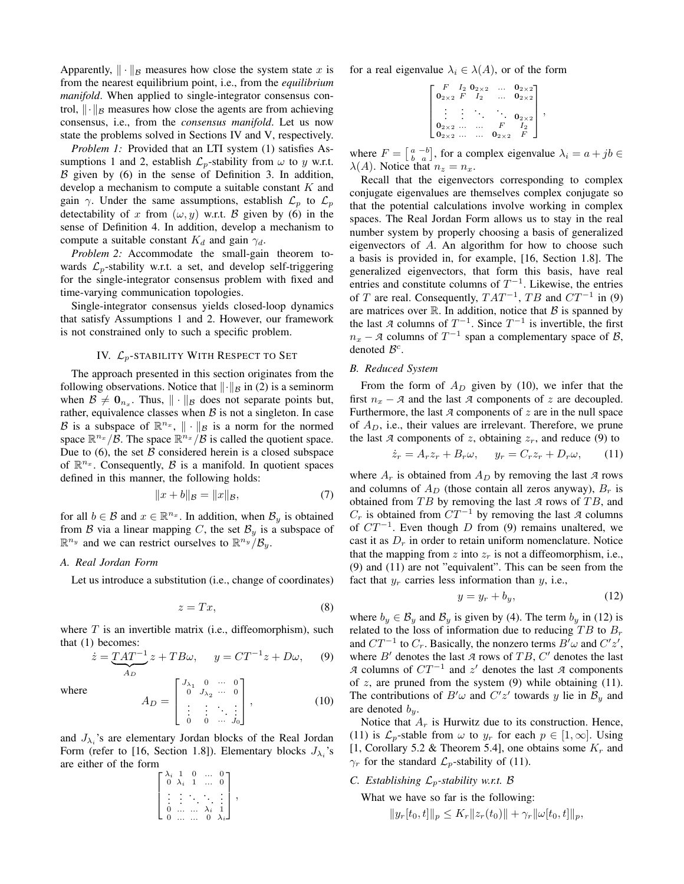Apparently, $\|\cdot\|_{\mathcal{B}}$ measures how close the system state $x$ is from the nearest equilibrium point, i.e., from the *equilibrium manifold*. When applied to single-integrator consensus control, $\|\cdot\|_{\mathcal{B}}$ measures how close the agents are from achieving consensus, i.e., from the *consensus manifold*. Let us now state the problems solved in Sections IV and V, respectively.

*Problem 1:* Provided that an LTI system (1) satisfies Assumptions 1 and 2, establish $\mathcal{L}_p$-stability from $\omega$ to $y$ w.r.t. $\mathcal{B}$ given by (6) in the sense of Definition 3. In addition, develop a mechanism to compute a suitable constant $K$ and gain $\gamma$. Under the same assumptions, establish $\mathcal{L}_p$ to $\mathcal{L}_p$ detectability of $x$ from $(\omega, y)$ w.r.t. $\mathcal{B}$ given by (6) in the sense of Definition 4. In addition, develop a mechanism to compute a suitable constant $K_d$ and gain $\gamma_d$.

*Problem 2:* Accommodate the small-gain theorem towards $\mathcal{L}_p$-stability w.r.t. a set, and develop self-triggering for the single-integrator consensus problem with fixed and time-varying communication topologies.

Single-integrator consensus yields closed-loop dynamics that satisfy Assumptions 1 and 2. However, our framework is not constrained only to such a specific problem.

## IV. $\mathcal{L}_p$-Stability With Respect to Set

The approach presented in this section originates from the following observations. Notice that $\|\cdot\|_{\mathcal{B}}$ in (2) is a seminorm when $\mathcal{B} \neq \mathbf{0}_{n_x}$. Thus, $\|\cdot\|_{\mathcal{B}}$ does not separate points but, rather, equivalence classes when $\mathcal{B}$ is not a singleton. In case $\mathcal{B}$ is a subspace of $\mathbb{R}^{n_x}$, $\|\cdot\|_{\mathcal{B}}$ is a norm for the normed space $\mathbb{R}^{n_x}/\mathcal{B}$. The space $\mathbb{R}^{n_x}/\mathcal{B}$ is called the quotient space. Due to (6), the set $\mathcal{B}$ considered herein is a closed subspace of $\mathbb{R}^{n_x}$. Consequently, $\mathcal{B}$ is a manifold. In quotient spaces defined in this manner, the following holds:

$$\|x+b\|_{\mathcal{B}} = \|x\|_{\mathcal{B}}, \tag{7}$$

for all $b \in \mathcal{B}$ and $x \in \mathbb{R}^{n_x}$. In addition, when $\mathcal{B}_y$ is obtained from $\mathcal{B}$ via a linear mapping $C$, the set $\mathcal{B}_y$ is a subspace of $\mathbb{R}^{n_y}$ and we can restrict ourselves to $\mathbb{R}^{n_y}/\mathcal{B}_y$.

### A. Real Jordan Form

Let us introduce a substitution (i.e., change of coordinates)

$$z = Tx, \tag{8}$$

where $T$ is an invertible matrix (i.e., diffeomorphism), such that (1) becomes:

$$\dot{z} = \underbrace{TAT^{-1}}_{A_D} z + TB\omega, \qquad y = CT^{-1}z + D\omega, \tag{9}$$

where

$$A_D = \begin{bmatrix} J_{\lambda_1} & 0 & \cdots & 0 \\ 0 & J_{\lambda_2} & \cdots & 0 \\ \vdots & \vdots & \ddots & \vdots \\ 0 & 0 & \cdots & J_0 \end{bmatrix}, \tag{10}$$

and $J_{\lambda_i}$'s are elementary Jordan blocks of the Real Jordan Form (refer to [16, Section 1.8]). Elementary blocks $J_{\lambda_i}$'s are either of the form

$$\begin{bmatrix} \lambda_i & 1 & 0 & \dots & 0 \\ 0 & \lambda_i & 1 & \dots & 0 \\ \vdots & \vdots & \ddots & \ddots & \vdots \\ 0 & \dots & \dots & \lambda_i & 1 \\ 0 & \dots & \dots & 0 & \lambda_i \end{bmatrix},$$

for a real eigenvalue $\lambda_i \in \lambda(A)$, or of the form

$$\begin{bmatrix} F & I_2 & \mathbf{0}_{2\times 2} & \dots & \mathbf{0}_{2\times 2} \\ \mathbf{0}_{2\times 2} & F & I_2 & \dots & \mathbf{0}_{2\times 2} \\ \vdots & \vdots & \ddots & \ddots & \mathbf{0}_{2\times 2} \\ \mathbf{0}_{2\times 2} & \dots & \dots & F & I_2 \\ \mathbf{0}_{2\times 2} & \dots & \dots & \mathbf{0}_{2\times 2} & F \end{bmatrix},$$

where $F = \left[\begin{smallmatrix} a & -b \\ b & a \end{smallmatrix}\right]$, for a complex eigenvalue $\lambda_i = a + jb \in \lambda(A)$. Notice that $n_z = n_x$.

Recall that the eigenvectors corresponding to complex conjugate eigenvalues are themselves complex conjugate so that the potential calculations involve working in complex spaces. The Real Jordan Form allows us to stay in the real number system by properly choosing a basis of generalized eigenvectors of $A$. An algorithm for how to choose such a basis is provided in, for example, [16, Section 1.8]. The generalized eigenvectors, that form this basis, have real entries and constitute columns of $T^{-1}$. Likewise, the entries of $T$ are real. Consequently, $TAT^{-1}$, $TB$ and $CT^{-1}$ in (9) are matrices over $\mathbb{R}$. In addition, notice that $\mathcal{B}$ is spanned by the last $\mathcal{A}$ columns of $T^{-1}$. Since $T^{-1}$ is invertible, the first $n_x - \mathcal{A}$ columns of $T^{-1}$ span a complementary space of $\mathcal{B}$, denoted $\mathcal{B}^c$.

### B. Reduced System

From the form of $A_D$ given by (10), we infer that the first $n_x - \mathcal{A}$ and the last $\mathcal{A}$ components of $z$ are decoupled. Furthermore, the last $\mathcal{A}$ components of $z$ are in the null space of $A_D$, i.e., their values are irrelevant. Therefore, we prune the last $\mathcal{A}$ components of $z$, obtaining $z_r$, and reduce (9) to

$$\dot{z}_r = A_r z_r + B_r\omega, \qquad y_r = C_r z_r + D_r\omega, \tag{11}$$

where $A_r$ is obtained from $A_D$ by removing the last $\mathcal{A}$ rows and columns of $A_D$ (those contain all zeros anyway), $B_r$ is obtained from $TB$ by removing the last $\mathcal{A}$ rows of $TB$, and $C_r$ is obtained from $CT^{-1}$ by removing the last $\mathcal{A}$ columns of $CT^{-1}$. Even though $D$ from (9) remains unaltered, we cast it as $D_r$ in order to retain uniform nomenclature. Notice that the mapping from $z$ into $z_r$ is not a diffeomorphism, i.e., (9) and (11) are not "equivalent". This can be seen from the fact that $y_r$ carries less information than $y$, i.e.,

$$y = y_r + b_y, \tag{12}$$

where $b_y \in \mathcal{B}_y$ and $\mathcal{B}_y$ is given by (4). The term $b_y$ in (12) is related to the loss of information due to reducing $TB$ to $B_r$ and $CT^{-1}$ to $C_r$. Basically, the nonzero terms $B'\omega$ and $C'z'$, where $B'$ denotes the last $\mathcal{A}$ rows of $TB$, $C'$ denotes the last $\mathcal{A}$ columns of $CT^{-1}$ and $z'$ denotes the last $\mathcal{A}$ components of $z$, are pruned from the system (9) while obtaining (11). The contributions of $B'\omega$ and $C'z'$ towards $y$ lie in $\mathcal{B}_y$ and are denoted $b_y$.

Notice that $A_r$ is Hurwitz due to its construction. Hence, (11) is $\mathcal{L}_p$-stable from $\omega$ to $y_r$ for each $p \in [1, \infty]$. Using [1, Corollary 5.2 & Theorem 5.4], one obtains some $K_r$ and $\gamma_r$ for the standard $\mathcal{L}_p$-stability of (11).

### C. Establishing $\mathcal{L}_p$-stability w.r.t. $\mathcal{B}$

What we have so far is the following:

$$\|y_r[t_0, t]\|_p \le K_r\|z_r(t_0)\| + \gamma_r\|\omega[t_0, t]\|_p,$$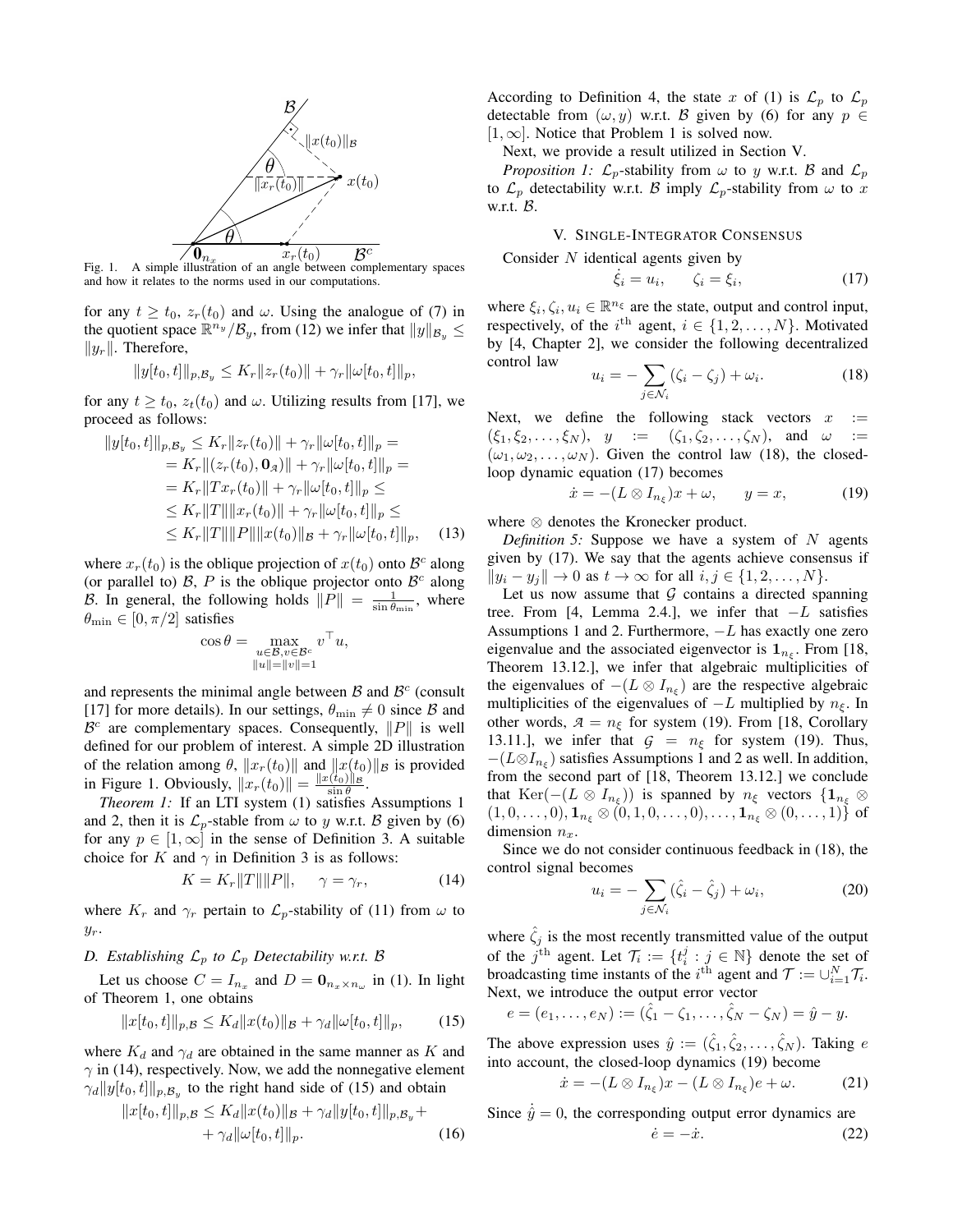Fig. 1. A simple illustration of an angle between complementary spaces and how it relates to the norms used in our computations.

for any $t \geq t_0$, $z_r(t_0)$ and $\omega$. Using the analogue of (7) in the quotient space $\mathbb{R}^{n_y}/\mathcal{B}_y$, from (12) we infer that $\|y\|_{\mathcal{B}_y} \leq \|y_r\|$. Therefore,

$$\|y[t_0,t]\|_{p,\mathcal{B}_y} \leq K_r \|z_r(t_0)\| + \gamma_r \|\omega[t_0,t]\|_p,$$

for any $t \geq t_0$, $z_t(t_0)$ and $\omega$. Utilizing results from [17], we proceed as follows:

$$\begin{aligned}
\|y[t_0,t]\|_{p,\mathcal{B}_y} &\leq K_r \|z_r(t_0)\| + \gamma_r \|\omega[t_0,t]\|_p = \\
&= K_r \|(z_r(t_0), \mathbf{0}_{\mathcal{A}})\| + \gamma_r \|\omega[t_0,t]\|_p = \\
&= K_r \|T x_r(t_0)\| + \gamma_r \|\omega[t_0,t]\|_p \leq \\
&\leq K_r \|T\| \|x_r(t_0)\| + \gamma_r \|\omega[t_0,t]\|_p \leq \\
&\leq K_r \|T\| \|P\| \|x(t_0)\|_{\mathcal{B}} + \gamma_r \|\omega[t_0,t]\|_p, \quad (13)
\end{aligned}$$

where $x_r(t_0)$ is the oblique projection of $x(t_0)$ onto $\mathcal{B}^c$ along (or parallel to) $\mathcal{B}$, $P$ is the oblique projector onto $\mathcal{B}^c$ along $\mathcal{B}$. In general, the following holds $\|P\| = \frac{1}{\sin \theta_{\min}}$, where $\theta_{\min} \in [0, \pi/2]$ satisfies

$$\cos \theta = \max_{\substack{u \in \mathcal{B}, v \in \mathcal{B}^c \\ \|u\|=\|v\|=1}} v^\top u,$$

and represents the minimal angle between $\mathcal{B}$ and $\mathcal{B}^c$ (consult [17] for more details). In our settings, $\theta_{\min} \neq 0$ since $\mathcal{B}$ and $\mathcal{B}^c$ are complementary spaces. Consequently, $\|P\|$ is well defined for our problem of interest. A simple 2D illustration of the relation among $\theta$, $\|x_r(t_0)\|$ and $\|x(t_0)\|_{\mathcal{B}}$ is provided in Figure 1. Obviously, $\|x_r(t_0)\| = \frac{\|x(t_0)\|_{\mathcal{B}}}{\sin \theta}$.

*Theorem 1:* If an LTI system (1) satisfies Assumptions 1 and 2, then it is $\mathcal{L}_p$-stable from $\omega$ to $y$ w.r.t. $\mathcal{B}$ given by (6) for any $p \in [1, \infty]$ in the sense of Definition 3. A suitable choice for $K$ and $\gamma$ in Definition 3 is as follows:

$$K = K_r \|T\| \|P\|, \qquad \gamma = \gamma_r, \quad (14)$$

where $K_r$ and $\gamma_r$ pertain to $\mathcal{L}_p$-stability of (11) from $\omega$ to $y_r$.

### D. Establishing $\mathcal{L}_p$ to $\mathcal{L}_p$ Detectability w.r.t. $\mathcal{B}$

Let us choose $C = I_{n_x}$ and $D = \mathbf{0}_{n_x \times n_\omega}$ in (1). In light of Theorem 1, one obtains

$$\|x[t_0,t]\|_{p,\mathcal{B}} \leq K_d \|x(t_0)\|_{\mathcal{B}} + \gamma_d \|\omega[t_0,t]\|_p, \quad (15)$$

where $K_d$ and $\gamma_d$ are obtained in the same manner as $K$ and $\gamma$ in (14), respectively. Now, we add the nonnegative element $\gamma_d \|y[t_0,t]\|_{p,\mathcal{B}_y}$ to the right hand side of (15) and obtain

$$\begin{aligned}
\|x[t_0,t]\|_{p,\mathcal{B}} \leq K_d \|x(t_0)\|_{\mathcal{B}} + \gamma_d \|y[t_0,t]\|_{p,\mathcal{B}_y} + \\
+ \gamma_d \|\omega[t_0,t]\|_p. \quad (16)
\end{aligned}$$

According to Definition 4, the state $x$ of (1) is $\mathcal{L}_p$ to $\mathcal{L}_p$ detectable from $(\omega, y)$ w.r.t. $\mathcal{B}$ given by (6) for any $p \in [1, \infty]$. Notice that Problem 1 is solved now.

Next, we provide a result utilized in Section V.

*Proposition 1:* $\mathcal{L}_p$-stability from $\omega$ to $y$ w.r.t. $\mathcal{B}$ and $\mathcal{L}_p$ to $\mathcal{L}_p$ detectability w.r.t. $\mathcal{B}$ imply $\mathcal{L}_p$-stability from $\omega$ to $x$ w.r.t. $\mathcal{B}$.

## V. Single-Integrator Consensus

Consider $N$ identical agents given by

$$\dot{\xi}_i = u_i, \qquad \zeta_i = \xi_i, \quad (17)$$

where $\xi_i, \zeta_i, u_i \in \mathbb{R}^{n_\xi}$ are the state, output and control input, respectively, of the $i^{\text{th}}$ agent, $i \in \{1, 2, \dots, N\}$. Motivated by [4, Chapter 2], we consider the following decentralized control law

$$u_i = -\sum_{j \in \mathcal{N}_i} (\zeta_i - \zeta_j) + \omega_i. \quad (18)$$

Next, we define the following stack vectors $x := (\xi_1, \xi_2, \dots, \xi_N)$, $y := (\zeta_1, \zeta_2, \dots, \zeta_N)$, and $\omega := (\omega_1, \omega_2, \dots, \omega_N)$. Given the control law (18), the closed-loop dynamic equation (17) becomes

$$\dot{x} = -(L \otimes I_{n_\xi}) x + \omega, \qquad y = x, \quad (19)$$

where $\otimes$ denotes the Kronecker product.

*Definition 5:* Suppose we have a system of $N$ agents given by (17). We say that the agents achieve consensus if $\|y_i - y_j\| \to 0$ as $t \to \infty$ for all $i, j \in \{1, 2, \dots, N\}$.

Let us now assume that $\mathcal{G}$ contains a directed spanning tree. From [4, Lemma 2.4.], we infer that $-L$ satisfies Assumptions 1 and 2. Furthermore, $-L$ has exactly one zero eigenvalue and the associated eigenvector is $\mathbf{1}_{n_\xi}$. From [18, Theorem 13.12.], we infer that algebraic multiplicities of the eigenvalues of $-(L \otimes I_{n_\xi})$ are the respective algebraic multiplicities of the eigenvalues of $-L$ multiplied by $n_\xi$. In other words, $\mathcal{A} = n_\xi$ for system (19). From [18, Corollary 13.11.], we infer that $\mathcal{G} = n_\xi$ for system (19). Thus, $-(L \otimes I_{n_\xi})$ satisfies Assumptions 1 and 2 as well. In addition, from the second part of [18, Theorem 13.12.] we conclude that $\text{Ker}(-(L \otimes I_{n_\xi}))$ is spanned by $n_\xi$ vectors $\{\mathbf{1}_{n_\xi} \otimes (1, 0, \dots, 0), \mathbf{1}_{n_\xi} \otimes (0, 1, 0, \dots, 0), \dots, \mathbf{1}_{n_\xi} \otimes (0, \dots, 1)\}$ of dimension $n_x$.

Since we do not consider continuous feedback in (18), the control signal becomes

$$u_i = -\sum_{j \in \mathcal{N}_i} (\hat{\zeta}_i - \hat{\zeta}_j) + \omega_i, \quad (20)$$

where $\hat{\zeta}_j$ is the most recently transmitted value of the output of the $j^{\text{th}}$ agent. Let $\mathcal{T}_i := \{t_i^j : j \in \mathbb{N}\}$ denote the set of broadcasting time instants of the $i^{\text{th}}$ agent and $\mathcal{T} := \cup_{i=1}^N \mathcal{T}_i$. Next, we introduce the output error vector

$$e = (e_1, \dots, e_N) := (\hat{\zeta}_1 - \zeta_1, \dots, \hat{\zeta}_N - \zeta_N) = \hat{y} - y.$$

The above expression uses $\hat{y} := (\hat{\zeta}_1, \hat{\zeta}_2, \dots, \hat{\zeta}_N)$. Taking $e$ into account, the closed-loop dynamics (19) become

$$\dot{x} = -(L \otimes I_{n_\xi}) x - (L \otimes I_{n_\xi}) e + \omega. \quad (21)$$

Since $\dot{\hat{y}} = 0$, the corresponding output error dynamics are

$$\dot{e} = -\dot{x}. \quad (22)$$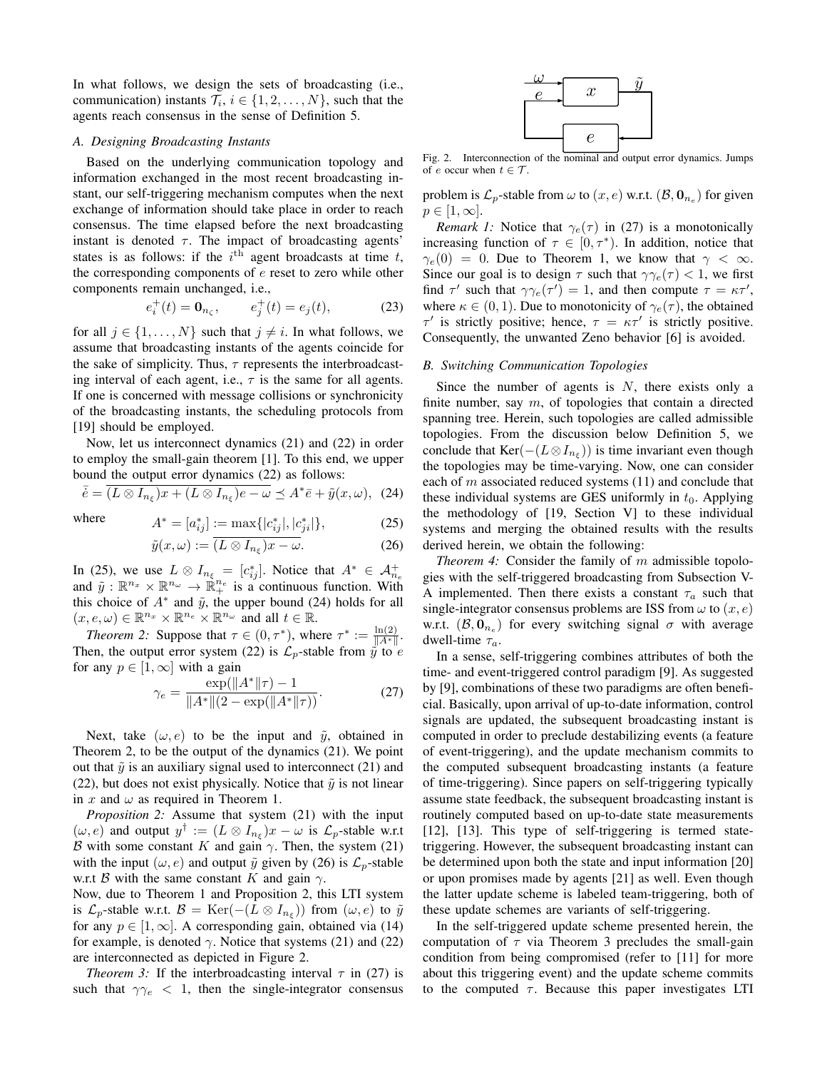In what follows, we design the sets of broadcasting (i.e., communication) instants $\mathcal{T}_i$, $i \in \{1, 2, \ldots, N\}$, such that the agents reach consensus in the sense of Definition 5.

### A. Designing Broadcasting Instants

Based on the underlying communication topology and information exchanged in the most recent broadcasting instant, our self-triggering mechanism computes when the next exchange of information should take place in order to reach consensus. The time elapsed before the next broadcasting instant is denoted $\tau$. The impact of broadcasting agents' states is as follows: if the $i^{\text{th}}$ agent broadcasts at time $t$, the corresponding components of $e$ reset to zero while other components remain unchanged, i.e.,

$$e_i^+(t) = \mathbf{0}_{n_\zeta}, \qquad e_j^+(t) = e_j(t), \tag{23}$$

for all $j \in \{1, \ldots, N\}$ such that $j \neq i$. In what follows, we assume that broadcasting instants of the agents coincide for the sake of simplicity. Thus, $\tau$ represents the interbroadcasting interval of each agent, i.e., $\tau$ is the same for all agents. If one is concerned with message collisions or synchronicity of the broadcasting instants, the scheduling protocols from [19] should be employed.

Now, let us interconnect dynamics (21) and (22) in order to employ the small-gain theorem [1]. To this end, we upper bound the output error dynamics (22) as follows:

$$\dot{\bar{e}} = \overline{(L \otimes I_{n_\xi})x + (L \otimes I_{n_\xi})e - \omega} \preceq A^* \bar{e} + \tilde{y}(x, \omega), \tag{24}$$

where

$$A^* = [a_{ij}^*] := \max\{|c_{ij}^*|, |c_{ji}^*|\}, \tag{25}$$

$$\tilde{y}(x, \omega) := \overline{(L \otimes I_{n_\xi})x - \omega}. \tag{26}$$

In (25), we use $L \otimes I_{n_\xi} = [c_{ij}^*]$. Notice that $A^* \in \mathcal{A}_{n_e}^+$ and $\tilde{y} : \mathbb{R}^{n_x} \times \mathbb{R}^{n_\omega} \to \mathbb{R}_+^{n_e}$ is a continuous function. With this choice of $A^*$ and $\tilde{y}$, the upper bound (24) holds for all $(x, e, \omega) \in \mathbb{R}^{n_x} \times \mathbb{R}^{n_e} \times \mathbb{R}^{n_\omega}$ and all $t \in \mathbb{R}$.

*Theorem 2:* Suppose that $\tau \in (0, \tau^*)$, where $\tau^* := \frac{\ln(2)}{\|A^*\|}$. Then, the output error system (22) is $\mathcal{L}_p$-stable from $\tilde{y}$ to $e$ for any $p \in [1, \infty]$ with a gain

$$\gamma_e = \frac{\exp(\|A^*\|\tau) - 1}{\|A^*\|(2 - \exp(\|A^*\|\tau))}. \tag{27}$$

Next, take $(\omega, e)$ to be the input and $\tilde{y}$, obtained in Theorem 2, to be the output of the dynamics (21). We point out that $\tilde{y}$ is an auxiliary signal used to interconnect (21) and (22), but does not exist physically. Notice that $\tilde{y}$ is not linear in $x$ and $\omega$ as required in Theorem 1.

*Proposition 2:* Assume that system (21) with the input $(\omega, e)$ and output $y^\dagger := (L \otimes I_{n_\xi})x - \omega$ is $\mathcal{L}_p$-stable w.r.t $\mathcal{B}$ with some constant $K$ and gain $\gamma$. Then, the system (21) with the input $(\omega, e)$ and output $\tilde{y}$ given by (26) is $\mathcal{L}_p$-stable w.r.t $\mathcal{B}$ with the same constant $K$ and gain $\gamma$.

Now, due to Theorem 1 and Proposition 2, this LTI system is $\mathcal{L}_p$-stable w.r.t. $\mathcal{B} = \operatorname{Ker}(-(L \otimes I_{n_\xi}))$ from $(\omega, e)$ to $\tilde{y}$ for any $p \in [1, \infty]$. A corresponding gain, obtained via (14) for example, is denoted $\gamma$. Notice that systems (21) and (22) are interconnected as depicted in Figure 2.

*Theorem 3:* If the interbroadcasting interval $\tau$ in (27) is such that $\gamma\gamma_e < 1$, then the single-integrator consensus problem is $\mathcal{L}_p$-stable from $\omega$ to $(x, e)$ w.r.t. $(\mathcal{B}, \mathbf{0}_{n_e})$ for given $p \in [1, \infty]$.

Fig. 2. Interconnection of the nominal and output error dynamics. Jumps of $e$ occur when $t \in \mathcal{T}$.

*Remark 1:* Notice that $\gamma_e(\tau)$ in (27) is a monotonically increasing function of $\tau \in [0, \tau^*)$. In addition, notice that $\gamma_e(0) = 0$. Due to Theorem 1, we know that $\gamma < \infty$. Since our goal is to design $\tau$ such that $\gamma\gamma_e(\tau) < 1$, we first find $\tau'$ such that $\gamma\gamma_e(\tau') = 1$, and then compute $\tau = \kappa\tau'$, where $\kappa \in (0, 1)$. Due to monotonicity of $\gamma_e(\tau)$, the obtained $\tau'$ is strictly positive; hence, $\tau = \kappa\tau'$ is strictly positive. Consequently, the unwanted Zeno behavior [6] is avoided.

### B. Switching Communication Topologies

Since the number of agents is $N$, there exists only a finite number, say $m$, of topologies that contain a directed spanning tree. Herein, such topologies are called admissible topologies. From the discussion below Definition 5, we conclude that $\operatorname{Ker}(-(L \otimes I_{n_\xi}))$ is time invariant even though the topologies may be time-varying. Now, one can consider each of $m$ associated reduced systems (11) and conclude that these individual systems are GES uniformly in $t_0$. Applying the methodology of [19, Section V] to these individual systems and merging the obtained results with the results derived herein, we obtain the following:

*Theorem 4:* Consider the family of $m$ admissible topologies with the self-triggered broadcasting from Subsection V-A implemented. Then there exists a constant $\tau_a$ such that single-integrator consensus problems are ISS from $\omega$ to $(x, e)$ w.r.t. $(\mathcal{B}, \mathbf{0}_{n_e})$ for every switching signal $\sigma$ with average dwell-time $\tau_a$.

In a sense, self-triggering combines attributes of both the time- and event-triggered control paradigm [9]. As suggested by [9], combinations of these two paradigms are often beneficial. Basically, upon arrival of up-to-date information, control signals are updated, the subsequent broadcasting instant is computed in order to preclude destabilizing events (a feature of event-triggering), and the update mechanism commits to the computed subsequent broadcasting instants (a feature of time-triggering). Since papers on self-triggering typically assume state feedback, the subsequent broadcasting instant is routinely computed based on up-to-date state measurements [12], [13]. This type of self-triggering is termed state-triggering. However, the subsequent broadcasting instant can be determined upon both the state and input information [20] or upon promises made by agents [21] as well. Even though the latter update scheme is labeled team-triggering, both of these update schemes are variants of self-triggering.

In the self-triggered update scheme presented herein, the computation of $\tau$ via Theorem 3 precludes the small-gain condition from being compromised (refer to [11] for more about this triggering event) and the update scheme commits to the computed $\tau$. Because this paper investigates LTI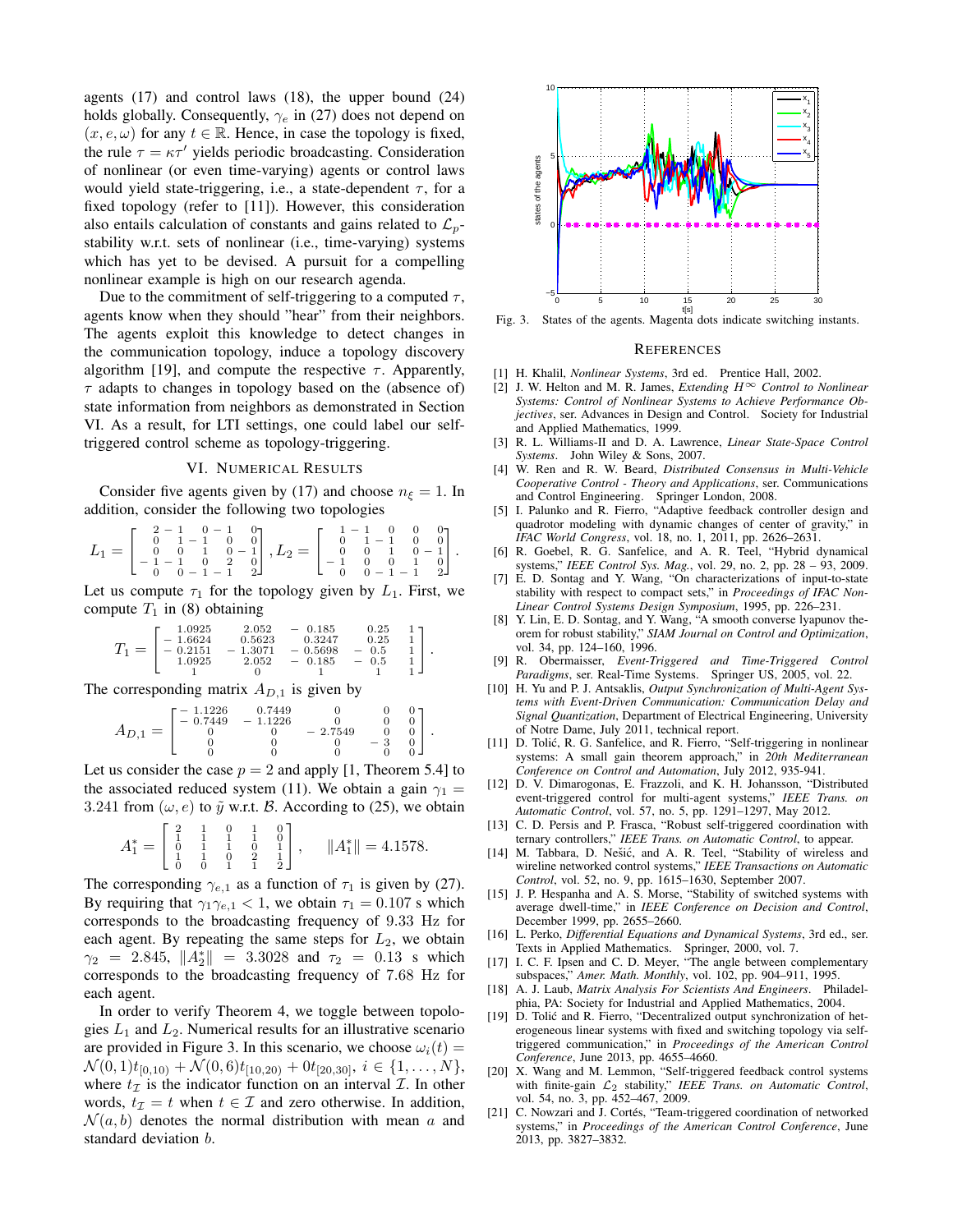agents (17) and control laws (18), the upper bound (24) holds globally. Consequently, $\gamma_e$ in (27) does not depend on $(x, e, \omega)$ for any $t \in \mathbb{R}$. Hence, in case the topology is fixed, the rule $\tau = \kappa\tau'$ yields periodic broadcasting. Consideration of nonlinear (or even time-varying) agents or control laws would yield state-triggering, i.e., a state-dependent $\tau$, for a fixed topology (refer to [11]). However, this consideration also entails calculation of constants and gains related to $\mathcal{L}_p$-stability w.r.t. sets of nonlinear (i.e., time-varying) systems which has yet to be devised. A pursuit for a compelling nonlinear example is high on our research agenda.

Due to the commitment of self-triggering to a computed $\tau$, agents know when they should "hear" from their neighbors. The agents exploit this knowledge to detect changes in the communication topology, induce a topology discovery algorithm [19], and compute the respective $\tau$. Apparently, $\tau$ adapts to changes in topology based on the (absence of) state information from neighbors as demonstrated in Section VI. As a result, for LTI settings, one could label our self-triggered control scheme as topology-triggering.

## VI. Numerical Results

Consider five agents given by (17) and choose $n_\xi = 1$. In addition, consider the following two topologies

$$L_1 = \begin{bmatrix} 2 & -1 & 0 & -1 & 0 \\ 0 & 1 & -1 & 0 & 0 \\ 0 & 0 & 1 & 0 & -1 \\ -1 & -1 & 0 & 2 & 0 \\ 0 & 0 & -1 & -1 & 2 \end{bmatrix}, L_2 = \begin{bmatrix} 1 & -1 & 0 & 0 & 0 \\ 0 & 1 & -1 & 0 & 0 \\ 0 & 0 & 1 & 0 & -1 \\ -1 & 0 & 0 & 1 & 0 \\ 0 & 0 & -1 & -1 & 2 \end{bmatrix}.$$

Let us compute $\tau_1$ for the topology given by $L_1$. First, we compute $T_1$ in (8) obtaining

$$T_1 = \begin{bmatrix} 1.0925 & 2.052 & -0.185 & 0.25 & 1 \\ -1.6624 & 0.5623 & 0.3247 & 0.25 & 1 \\ -0.2151 & -1.3071 & -0.5698 & -0.5 & 1 \\ 1.0925 & 2.052 & -0.185 & -0.5 & 1 \\ 1 & 0 & 1 & 1 & 1 \end{bmatrix}.$$

The corresponding matrix $A_{D,1}$ is given by

$$A_{D,1} = \begin{bmatrix} -1.1226 & 0.7449 & 0 & 0 & 0 \\ -0.7449 & -1.1226 & 0 & 0 & 0 \\ 0 & 0 & -2.7549 & 0 & 0 \\ 0 & 0 & 0 & -3 & 0 \\ 0 & 0 & 0 & 0 & 0 \end{bmatrix}.$$

Let us consider the case $p = 2$ and apply [1, Theorem 5.4] to the associated reduced system (11). We obtain a gain $\gamma_1 = 3.241$ from $(\omega, e)$ to $\tilde{y}$ w.r.t. $\mathcal{B}$. According to (25), we obtain

$$A_1^* = \begin{bmatrix} 2 & 1 & 0 & 1 & 0 \\ 1 & 1 & 1 & 1 & 0 \\ 0 & 1 & 1 & 0 & 1 \\ 1 & 1 & 0 & 2 & 1 \\ 0 & 0 & 1 & 1 & 2 \end{bmatrix}, \qquad \|A_1^*\| = 4.1578.$$

The corresponding $\gamma_{e,1}$ as a function of $\tau_1$ is given by (27). By requiring that $\gamma_1\gamma_{e,1} < 1$, we obtain $\tau_1 = 0.107$ s which corresponds to the broadcasting frequency of 9.33 Hz for each agent. By repeating the same steps for $L_2$, we obtain $\gamma_2 = 2.845$, $\|A_2^*\| = 3.3028$ and $\tau_2 = 0.13$ s which corresponds to the broadcasting frequency of 7.68 Hz for each agent.

In order to verify Theorem 4, we toggle between topologies $L_1$ and $L_2$. Numerical results for an illustrative scenario are provided in Figure 3. In this scenario, we choose $\omega_i(t) = \mathcal{N}(0,1)t_{[0,10)} + \mathcal{N}(0,6)t_{[10,20)} + 0t_{[20,30]}$, $i \in \{1, \ldots, N\}$, where $t_\mathcal{I}$ is the indicator function on an interval $\mathcal{I}$. In other words, $t_\mathcal{I} = t$ when $t \in \mathcal{I}$ and zero otherwise. In addition, $\mathcal{N}(a, b)$ denotes the normal distribution with mean $a$ and standard deviation $b$.

states of the agents
t[s]
$x_1$
$x_2$
$x_3$
$x_4$
$x_5$
10
5
0
−5
0 5 10 15 20 25 30

Fig. 3. States of the agents. Magenta dots indicate switching instants.

## References

[1] H. Khalil, *Nonlinear Systems*, 3rd ed. Prentice Hall, 2002.

[2] J. W. Helton and M. R. James, *Extending $H^\infty$ Control to Nonlinear Systems: Control of Nonlinear Systems to Achieve Performance Objectives*, ser. Advances in Design and Control. Society for Industrial and Applied Mathematics, 1999.

[3] R. L. Williams-II and D. A. Lawrence, *Linear State-Space Control Systems*. John Wiley & Sons, 2007.

[4] W. Ren and R. W. Beard, *Distributed Consensus in Multi-Vehicle Cooperative Control - Theory and Applications*, ser. Communications and Control Engineering. Springer London, 2008.

[5] I. Palunko and R. Fierro, "Adaptive feedback controller design and quadrotor modeling with dynamic changes of center of gravity," in *IFAC World Congress*, vol. 18, no. 1, 2011, pp. 2626–2631.

[6] R. Goebel, R. G. Sanfelice, and A. R. Teel, "Hybrid dynamical systems," *IEEE Control Sys. Mag.*, vol. 29, no. 2, pp. 28 – 93, 2009.

[7] E. D. Sontag and Y. Wang, "On characterizations of input-to-state stability with respect to compact sets," in *Proceedings of IFAC Non-Linear Control Systems Design Symposium*, 1995, pp. 226–231.

[8] Y. Lin, E. D. Sontag, and Y. Wang, "A smooth converse lyapunov theorem for robust stability," *SIAM Journal on Control and Optimization*, vol. 34, pp. 124–160, 1996.

[9] R. Obermaisser, *Event-Triggered and Time-Triggered Control Paradigms*, ser. Real-Time Systems. Springer US, 2005, vol. 22.

[10] H. Yu and P. J. Antsaklis, *Output Synchronization of Multi-Agent Systems with Event-Driven Communication: Communication Delay and Signal Quantization*, Department of Electrical Engineering, University of Notre Dame, July 2011, technical report.

[11] D. Tolić, R. G. Sanfelice, and R. Fierro, "Self-triggering in nonlinear systems: A small gain theorem approach," in *20th Mediterranean Conference on Control and Automation*, July 2012, 935-941.

[12] D. V. Dimarogonas, E. Frazzoli, and K. H. Johansson, "Distributed event-triggered control for multi-agent systems," *IEEE Trans. on Automatic Control*, vol. 57, no. 5, pp. 1291–1297, May 2012.

[13] C. D. Persis and P. Frasca, "Robust self-triggered coordination with ternary controllers," *IEEE Trans. on Automatic Control*, to appear.

[14] M. Tabbara, D. Nešić, and A. R. Teel, "Stability of wireless and wireline networked control systems," *IEEE Transactions on Automatic Control*, vol. 52, no. 9, pp. 1615–1630, September 2007.

[15] J. P. Hespanha and A. S. Morse, "Stability of switched systems with average dwell-time," in *IEEE Conference on Decision and Control*, December 1999, pp. 2655–2660.

[16] L. Perko, *Differential Equations and Dynamical Systems*, 3rd ed., ser. Texts in Applied Mathematics. Springer, 2000, vol. 7.

[17] I. C. F. Ipsen and C. D. Meyer, "The angle between complementary subspaces," *Amer. Math. Monthly*, vol. 102, pp. 904–911, 1995.

[18] A. J. Laub, *Matrix Analysis For Scientists And Engineers*. Philadelphia, PA: Society for Industrial and Applied Mathematics, 2004.

[19] D. Tolić and R. Fierro, "Decentralized output synchronization of heterogeneous linear systems with fixed and switching topology via self-triggered communication," in *Proceedings of the American Control Conference*, June 2013, pp. 4655–4660.

[20] X. Wang and M. Lemmon, "Self-triggered feedback control systems with finite-gain $\mathcal{L}_2$ stability," *IEEE Trans. on Automatic Control*, vol. 54, no. 3, pp. 452–467, 2009.

[21] C. Nowzari and J. Cortés, "Team-triggered coordination of networked systems," in *Proceedings of the American Control Conference*, June 2013, pp. 3827–3832.